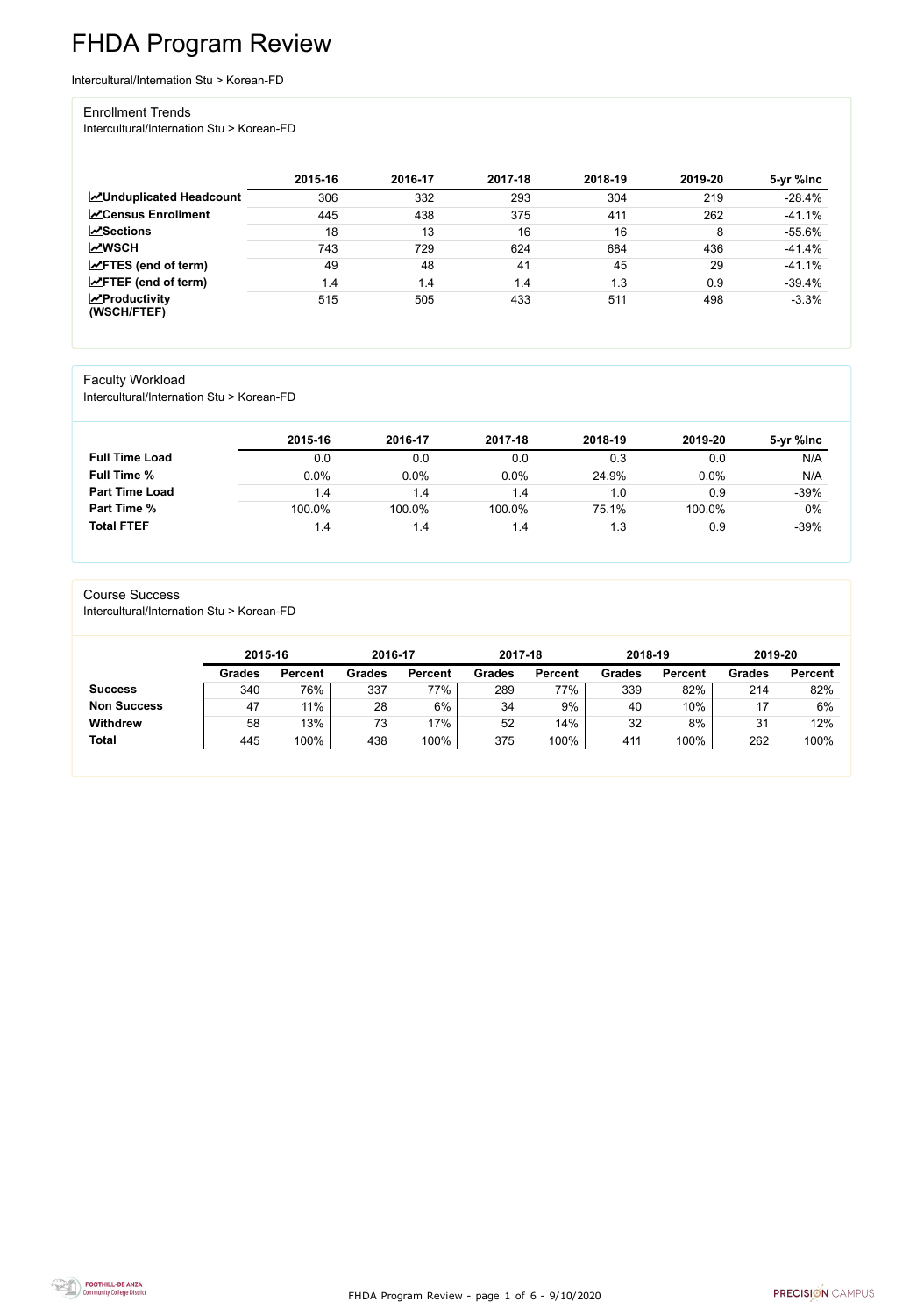# FHDA Program Review

Intercultural/Internation Stu > Korean-FD

## Enrollment Trends

Intercultural/Internation Stu > Korean-FD

| | 2015-16 | 2016-17 | 2017-18 | 2018-19 | 2019-20 | 5-yr %Inc |
|---|---|---|---|---|---|---|
| **Unduplicated Headcount** | 306 | 332 | 293 | 304 | 219 | -28.4% |
| **Census Enrollment** | 445 | 438 | 375 | 411 | 262 | -41.1% |
| **Sections** | 18 | 13 | 16 | 16 | 8 | -55.6% |
| **WSCH** | 743 | 729 | 624 | 684 | 436 | -41.4% |
| **FTES (end of term)** | 49 | 48 | 41 | 45 | 29 | -41.1% |
| **FTEF (end of term)** | 1.4 | 1.4 | 1.4 | 1.3 | 0.9 | -39.4% |
| **Productivity (WSCH/FTEF)** | 515 | 505 | 433 | 511 | 498 | -3.3% |

## Faculty Workload

Intercultural/Internation Stu > Korean-FD

| | 2015-16 | 2016-17 | 2017-18 | 2018-19 | 2019-20 | 5-yr %Inc |
|---|---|---|---|---|---|---|
| **Full Time Load** | 0.0 | 0.0 | 0.0 | 0.3 | 0.0 | N/A |
| **Full Time %** | 0.0% | 0.0% | 0.0% | 24.9% | 0.0% | N/A |
| **Part Time Load** | 1.4 | 1.4 | 1.4 | 1.0 | 0.9 | -39% |
| **Part Time %** | 100.0% | 100.0% | 100.0% | 75.1% | 100.0% | 0% |
| **Total FTEF** | 1.4 | 1.4 | 1.4 | 1.3 | 0.9 | -39% |

## Course Success

Intercultural/Internation Stu > Korean-FD

| | 2015-16 | | 2016-17 | | 2017-18 | | 2018-19 | | 2019-20 | |
|---|---|---|---|---|---|---|---|---|---|---|
| | Grades | Percent | Grades | Percent | Grades | Percent | Grades | Percent | Grades | Percent |
| **Success** | 340 | 76% | 337 | 77% | 289 | 77% | 339 | 82% | 214 | 82% |
| **Non Success** | 47 | 11% | 28 | 6% | 34 | 9% | 40 | 10% | 17 | 6% |
| **Withdrew** | 58 | 13% | 73 | 17% | 52 | 14% | 32 | 8% | 31 | 12% |
| **Total** | 445 | 100% | 438 | 100% | 375 | 100% | 411 | 100% | 262 | 100% |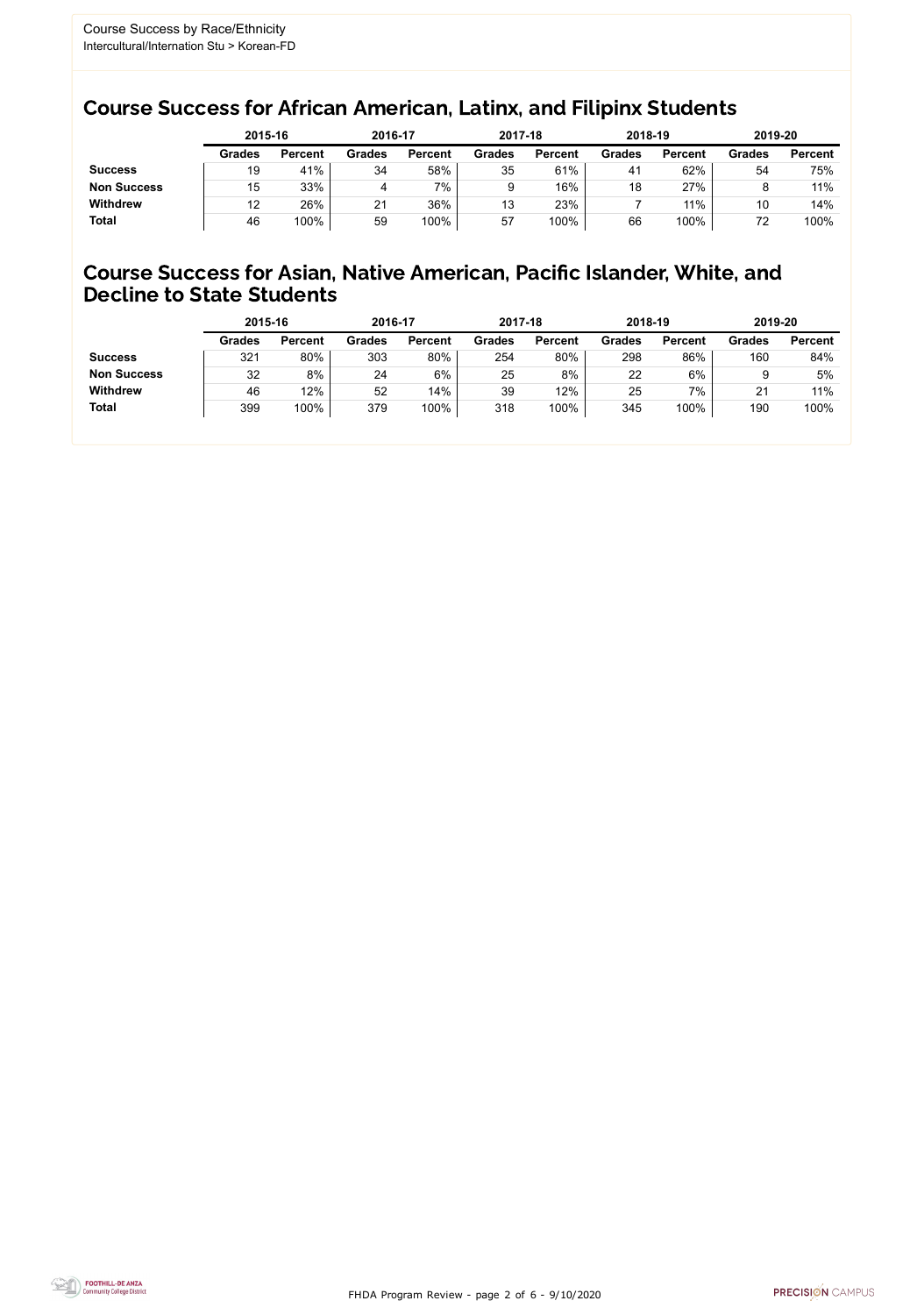Course Success by Race/Ethnicity
Intercultural/Internation Stu > Korean-FD

## Course Success for African American, Latinx, and Filipinx Students

| | 2015-16 | | 2016-17 | | 2017-18 | | 2018-19 | | 2019-20 | |
|---|---|---|---|---|---|---|---|---|---|---|
| | **Grades** | **Percent** | **Grades** | **Percent** | **Grades** | **Percent** | **Grades** | **Percent** | **Grades** | **Percent** |
| **Success** | 19 | 41% | 34 | 58% | 35 | 61% | 41 | 62% | 54 | 75% |
| **Non Success** | 15 | 33% | 4 | 7% | 9 | 16% | 18 | 27% | 8 | 11% |
| **Withdrew** | 12 | 26% | 21 | 36% | 13 | 23% | 7 | 11% | 10 | 14% |
| **Total** | 46 | 100% | 59 | 100% | 57 | 100% | 66 | 100% | 72 | 100% |

## Course Success for Asian, Native American, Pacific Islander, White, and Decline to State Students

| | 2015-16 | | 2016-17 | | 2017-18 | | 2018-19 | | 2019-20 | |
|---|---|---|---|---|---|---|---|---|---|---|
| | **Grades** | **Percent** | **Grades** | **Percent** | **Grades** | **Percent** | **Grades** | **Percent** | **Grades** | **Percent** |
| **Success** | 321 | 80% | 303 | 80% | 254 | 80% | 298 | 86% | 160 | 84% |
| **Non Success** | 32 | 8% | 24 | 6% | 25 | 8% | 22 | 6% | 9 | 5% |
| **Withdrew** | 46 | 12% | 52 | 14% | 39 | 12% | 25 | 7% | 21 | 11% |
| **Total** | 399 | 100% | 379 | 100% | 318 | 100% | 345 | 100% | 190 | 100% |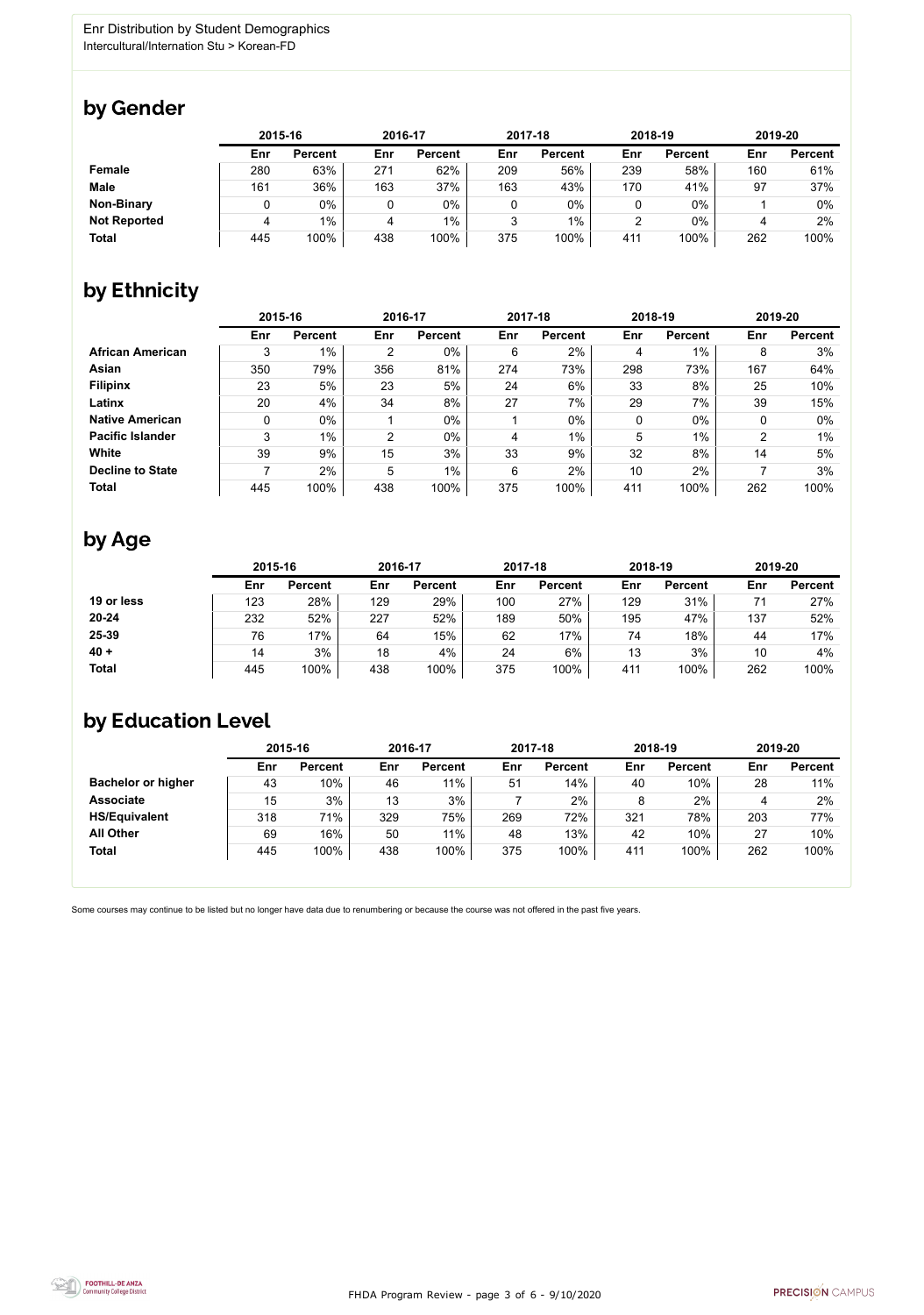Enr Distribution by Student Demographics
Intercultural/Internation Stu > Korean-FD

## by Gender

| | 2015-16 | | 2016-17 | | 2017-18 | | 2018-19 | | 2019-20 | |
|---|---|---|---|---|---|---|---|---|---|---|
| | Enr | Percent | Enr | Percent | Enr | Percent | Enr | Percent | Enr | Percent |
| **Female** | 280 | 63% | 271 | 62% | 209 | 56% | 239 | 58% | 160 | 61% |
| **Male** | 161 | 36% | 163 | 37% | 163 | 43% | 170 | 41% | 97 | 37% |
| **Non-Binary** | 0 | 0% | 0 | 0% | 0 | 0% | 0 | 0% | 1 | 0% |
| **Not Reported** | 4 | 1% | 4 | 1% | 3 | 1% | 2 | 0% | 4 | 2% |
| **Total** | 445 | 100% | 438 | 100% | 375 | 100% | 411 | 100% | 262 | 100% |

## by Ethnicity

| | 2015-16 | | 2016-17 | | 2017-18 | | 2018-19 | | 2019-20 | |
|---|---|---|---|---|---|---|---|---|---|---|
| | Enr | Percent | Enr | Percent | Enr | Percent | Enr | Percent | Enr | Percent |
| **African American** | 3 | 1% | 2 | 0% | 6 | 2% | 4 | 1% | 8 | 3% |
| **Asian** | 350 | 79% | 356 | 81% | 274 | 73% | 298 | 73% | 167 | 64% |
| **Filipinx** | 23 | 5% | 23 | 5% | 24 | 6% | 33 | 8% | 25 | 10% |
| **Latinx** | 20 | 4% | 34 | 8% | 27 | 7% | 29 | 7% | 39 | 15% |
| **Native American** | 0 | 0% | 1 | 0% | 1 | 0% | 0 | 0% | 0 | 0% |
| **Pacific Islander** | 3 | 1% | 2 | 0% | 4 | 1% | 5 | 1% | 2 | 1% |
| **White** | 39 | 9% | 15 | 3% | 33 | 9% | 32 | 8% | 14 | 5% |
| **Decline to State** | 7 | 2% | 5 | 1% | 6 | 2% | 10 | 2% | 7 | 3% |
| **Total** | 445 | 100% | 438 | 100% | 375 | 100% | 411 | 100% | 262 | 100% |

## by Age

| | 2015-16 | | 2016-17 | | 2017-18 | | 2018-19 | | 2019-20 | |
|---|---|---|---|---|---|---|---|---|---|---|
| | Enr | Percent | Enr | Percent | Enr | Percent | Enr | Percent | Enr | Percent |
| **19 or less** | 123 | 28% | 129 | 29% | 100 | 27% | 129 | 31% | 71 | 27% |
| **20-24** | 232 | 52% | 227 | 52% | 189 | 50% | 195 | 47% | 137 | 52% |
| **25-39** | 76 | 17% | 64 | 15% | 62 | 17% | 74 | 18% | 44 | 17% |
| **40 +** | 14 | 3% | 18 | 4% | 24 | 6% | 13 | 3% | 10 | 4% |
| **Total** | 445 | 100% | 438 | 100% | 375 | 100% | 411 | 100% | 262 | 100% |

## by Education Level

| | 2015-16 | | 2016-17 | | 2017-18 | | 2018-19 | | 2019-20 | |
|---|---|---|---|---|---|---|---|---|---|---|
| | Enr | Percent | Enr | Percent | Enr | Percent | Enr | Percent | Enr | Percent |
| **Bachelor or higher** | 43 | 10% | 46 | 11% | 51 | 14% | 40 | 10% | 28 | 11% |
| **Associate** | 15 | 3% | 13 | 3% | 7 | 2% | 8 | 2% | 4 | 2% |
| **HS/Equivalent** | 318 | 71% | 329 | 75% | 269 | 72% | 321 | 78% | 203 | 77% |
| **All Other** | 69 | 16% | 50 | 11% | 48 | 13% | 42 | 10% | 27 | 10% |
| **Total** | 445 | 100% | 438 | 100% | 375 | 100% | 411 | 100% | 262 | 100% |

Some courses may continue to be listed but no longer have data due to renumbering or because the course was not offered in the past five years.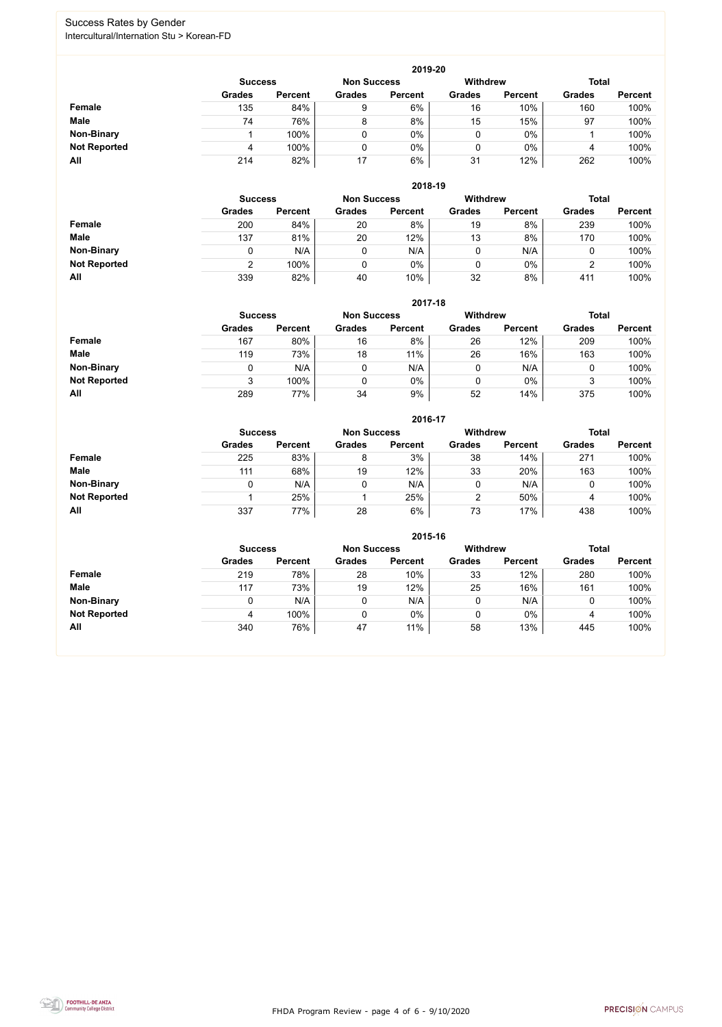## Success Rates by Gender

Intercultural/Internation Stu > Korean-FD

| 2019-20 | Success | | Non Success | | Withdrew | | Total | |
|---|---|---|---|---|---|---|---|---|
| | Grades | Percent | Grades | Percent | Grades | Percent | Grades | Percent |
| **Female** | 135 | 84% | 9 | 6% | 16 | 10% | 160 | 100% |
| **Male** | 74 | 76% | 8 | 8% | 15 | 15% | 97 | 100% |
| **Non-Binary** | 1 | 100% | 0 | 0% | 0 | 0% | 1 | 100% |
| **Not Reported** | 4 | 100% | 0 | 0% | 0 | 0% | 4 | 100% |
| **All** | 214 | 82% | 17 | 6% | 31 | 12% | 262 | 100% |

| 2018-19 | Success | | Non Success | | Withdrew | | Total | |
|---|---|---|---|---|---|---|---|---|
| | Grades | Percent | Grades | Percent | Grades | Percent | Grades | Percent |
| **Female** | 200 | 84% | 20 | 8% | 19 | 8% | 239 | 100% |
| **Male** | 137 | 81% | 20 | 12% | 13 | 8% | 170 | 100% |
| **Non-Binary** | 0 | N/A | 0 | N/A | 0 | N/A | 0 | 100% |
| **Not Reported** | 2 | 100% | 0 | 0% | 0 | 0% | 2 | 100% |
| **All** | 339 | 82% | 40 | 10% | 32 | 8% | 411 | 100% |

| 2017-18 | Success | | Non Success | | Withdrew | | Total | |
|---|---|---|---|---|---|---|---|---|
| | Grades | Percent | Grades | Percent | Grades | Percent | Grades | Percent |
| **Female** | 167 | 80% | 16 | 8% | 26 | 12% | 209 | 100% |
| **Male** | 119 | 73% | 18 | 11% | 26 | 16% | 163 | 100% |
| **Non-Binary** | 0 | N/A | 0 | N/A | 0 | N/A | 0 | 100% |
| **Not Reported** | 3 | 100% | 0 | 0% | 0 | 0% | 3 | 100% |
| **All** | 289 | 77% | 34 | 9% | 52 | 14% | 375 | 100% |

| 2016-17 | Success | | Non Success | | Withdrew | | Total | |
|---|---|---|---|---|---|---|---|---|
| | Grades | Percent | Grades | Percent | Grades | Percent | Grades | Percent |
| **Female** | 225 | 83% | 8 | 3% | 38 | 14% | 271 | 100% |
| **Male** | 111 | 68% | 19 | 12% | 33 | 20% | 163 | 100% |
| **Non-Binary** | 0 | N/A | 0 | N/A | 0 | N/A | 0 | 100% |
| **Not Reported** | 1 | 25% | 1 | 25% | 2 | 50% | 4 | 100% |
| **All** | 337 | 77% | 28 | 6% | 73 | 17% | 438 | 100% |

| 2015-16 | Success | | Non Success | | Withdrew | | Total | |
|---|---|---|---|---|---|---|---|---|
| | Grades | Percent | Grades | Percent | Grades | Percent | Grades | Percent |
| **Female** | 219 | 78% | 28 | 10% | 33 | 12% | 280 | 100% |
| **Male** | 117 | 73% | 19 | 12% | 25 | 16% | 161 | 100% |
| **Non-Binary** | 0 | N/A | 0 | N/A | 0 | N/A | 0 | 100% |
| **Not Reported** | 4 | 100% | 0 | 0% | 0 | 0% | 4 | 100% |
| **All** | 340 | 76% | 47 | 11% | 58 | 13% | 445 | 100% |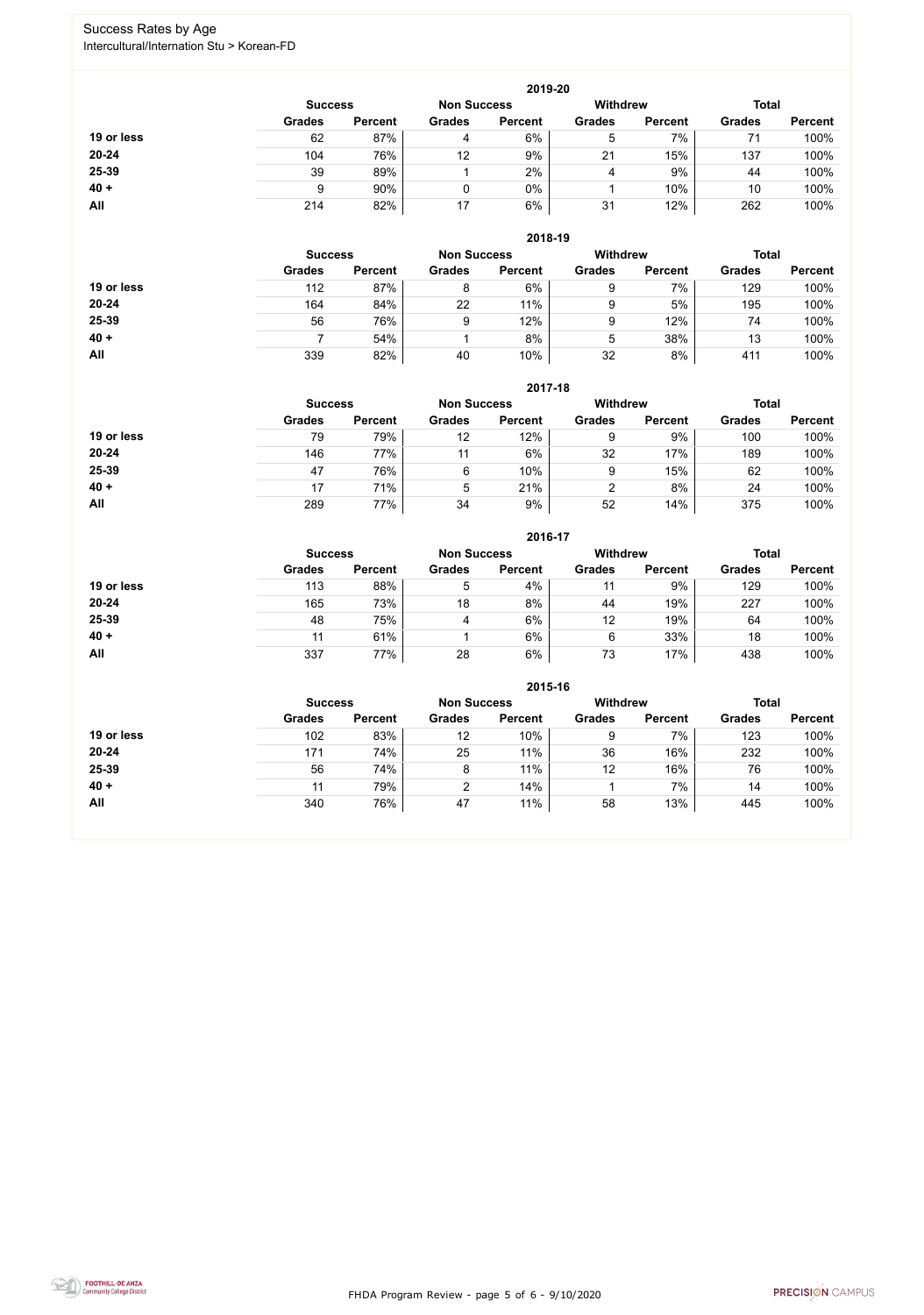# Success Rates by Age

Intercultural/Internation Stu > Korean-FD

## 2019-20

| | Success | | Non Success | | Withdrew | | Total | |
|---|---|---|---|---|---|---|---|---|
| | Grades | Percent | Grades | Percent | Grades | Percent | Grades | Percent |
| 19 or less | 62 | 87% | 4 | 6% | 5 | 7% | 71 | 100% |
| 20-24 | 104 | 76% | 12 | 9% | 21 | 15% | 137 | 100% |
| 25-39 | 39 | 89% | 1 | 2% | 4 | 9% | 44 | 100% |
| 40 + | 9 | 90% | 0 | 0% | 1 | 10% | 10 | 100% |
| All | 214 | 82% | 17 | 6% | 31 | 12% | 262 | 100% |

## 2018-19

| | Success | | Non Success | | Withdrew | | Total | |
|---|---|---|---|---|---|---|---|---|
| | Grades | Percent | Grades | Percent | Grades | Percent | Grades | Percent |
| 19 or less | 112 | 87% | 8 | 6% | 9 | 7% | 129 | 100% |
| 20-24 | 164 | 84% | 22 | 11% | 9 | 5% | 195 | 100% |
| 25-39 | 56 | 76% | 9 | 12% | 9 | 12% | 74 | 100% |
| 40 + | 7 | 54% | 1 | 8% | 5 | 38% | 13 | 100% |
| All | 339 | 82% | 40 | 10% | 32 | 8% | 411 | 100% |

## 2017-18

| | Success | | Non Success | | Withdrew | | Total | |
|---|---|---|---|---|---|---|---|---|
| | Grades | Percent | Grades | Percent | Grades | Percent | Grades | Percent |
| 19 or less | 79 | 79% | 12 | 12% | 9 | 9% | 100 | 100% |
| 20-24 | 146 | 77% | 11 | 6% | 32 | 17% | 189 | 100% |
| 25-39 | 47 | 76% | 6 | 10% | 9 | 15% | 62 | 100% |
| 40 + | 17 | 71% | 5 | 21% | 2 | 8% | 24 | 100% |
| All | 289 | 77% | 34 | 9% | 52 | 14% | 375 | 100% |

## 2016-17

| | Success | | Non Success | | Withdrew | | Total | |
|---|---|---|---|---|---|---|---|---|
| | Grades | Percent | Grades | Percent | Grades | Percent | Grades | Percent |
| 19 or less | 113 | 88% | 5 | 4% | 11 | 9% | 129 | 100% |
| 20-24 | 165 | 73% | 18 | 8% | 44 | 19% | 227 | 100% |
| 25-39 | 48 | 75% | 4 | 6% | 12 | 19% | 64 | 100% |
| 40 + | 11 | 61% | 1 | 6% | 6 | 33% | 18 | 100% |
| All | 337 | 77% | 28 | 6% | 73 | 17% | 438 | 100% |

## 2015-16

| | Success | | Non Success | | Withdrew | | Total | |
|---|---|---|---|---|---|---|---|---|
| | Grades | Percent | Grades | Percent | Grades | Percent | Grades | Percent |
| 19 or less | 102 | 83% | 12 | 10% | 9 | 7% | 123 | 100% |
| 20-24 | 171 | 74% | 25 | 11% | 36 | 16% | 232 | 100% |
| 25-39 | 56 | 74% | 8 | 11% | 12 | 16% | 76 | 100% |
| 40 + | 11 | 79% | 2 | 14% | 1 | 7% | 14 | 100% |
| All | 340 | 76% | 47 | 11% | 58 | 13% | 445 | 100% |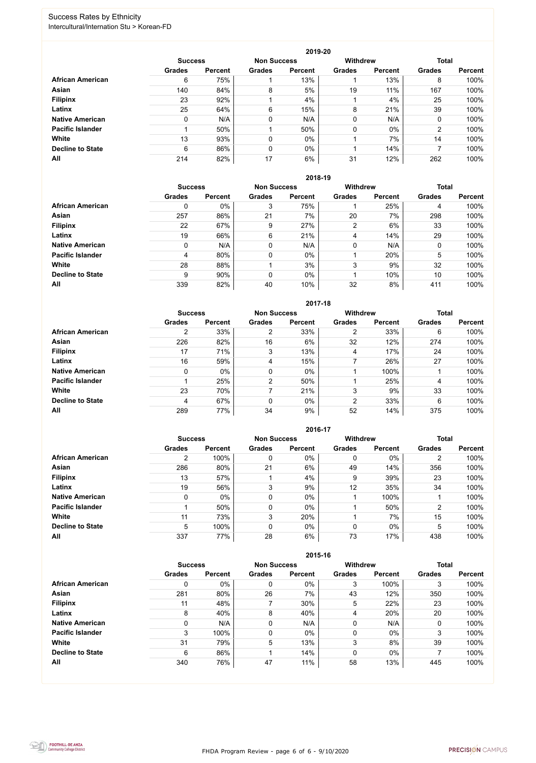## Success Rates by Ethnicity

Intercultural/Internation Stu > Korean-FD

### 2019-20

| | Success | | Non Success | | Withdrew | | Total | |
|---|---|---|---|---|---|---|---|---|
| | Grades | Percent | Grades | Percent | Grades | Percent | Grades | Percent |
| **African American** | 6 | 75% | 1 | 13% | 1 | 13% | 8 | 100% |
| **Asian** | 140 | 84% | 8 | 5% | 19 | 11% | 167 | 100% |
| **Filipinx** | 23 | 92% | 1 | 4% | 1 | 4% | 25 | 100% |
| **Latinx** | 25 | 64% | 6 | 15% | 8 | 21% | 39 | 100% |
| **Native American** | 0 | N/A | 0 | N/A | 0 | N/A | 0 | 100% |
| **Pacific Islander** | 1 | 50% | 1 | 50% | 0 | 0% | 2 | 100% |
| **White** | 13 | 93% | 0 | 0% | 1 | 7% | 14 | 100% |
| **Decline to State** | 6 | 86% | 0 | 0% | 1 | 14% | 7 | 100% |
| **All** | 214 | 82% | 17 | 6% | 31 | 12% | 262 | 100% |

### 2018-19

| | Success | | Non Success | | Withdrew | | Total | |
|---|---|---|---|---|---|---|---|---|
| | Grades | Percent | Grades | Percent | Grades | Percent | Grades | Percent |
| **African American** | 0 | 0% | 3 | 75% | 1 | 25% | 4 | 100% |
| **Asian** | 257 | 86% | 21 | 7% | 20 | 7% | 298 | 100% |
| **Filipinx** | 22 | 67% | 9 | 27% | 2 | 6% | 33 | 100% |
| **Latinx** | 19 | 66% | 6 | 21% | 4 | 14% | 29 | 100% |
| **Native American** | 0 | N/A | 0 | N/A | 0 | N/A | 0 | 100% |
| **Pacific Islander** | 4 | 80% | 0 | 0% | 1 | 20% | 5 | 100% |
| **White** | 28 | 88% | 1 | 3% | 3 | 9% | 32 | 100% |
| **Decline to State** | 9 | 90% | 0 | 0% | 1 | 10% | 10 | 100% |
| **All** | 339 | 82% | 40 | 10% | 32 | 8% | 411 | 100% |

### 2017-18

| | Success | | Non Success | | Withdrew | | Total | |
|---|---|---|---|---|---|---|---|---|
| | Grades | Percent | Grades | Percent | Grades | Percent | Grades | Percent |
| **African American** | 2 | 33% | 2 | 33% | 2 | 33% | 6 | 100% |
| **Asian** | 226 | 82% | 16 | 6% | 32 | 12% | 274 | 100% |
| **Filipinx** | 17 | 71% | 3 | 13% | 4 | 17% | 24 | 100% |
| **Latinx** | 16 | 59% | 4 | 15% | 7 | 26% | 27 | 100% |
| **Native American** | 0 | 0% | 0 | 0% | 1 | 100% | 1 | 100% |
| **Pacific Islander** | 1 | 25% | 2 | 50% | 1 | 25% | 4 | 100% |
| **White** | 23 | 70% | 7 | 21% | 3 | 9% | 33 | 100% |
| **Decline to State** | 4 | 67% | 0 | 0% | 2 | 33% | 6 | 100% |
| **All** | 289 | 77% | 34 | 9% | 52 | 14% | 375 | 100% |

### 2016-17

| | Success | | Non Success | | Withdrew | | Total | |
|---|---|---|---|---|---|---|---|---|
| | Grades | Percent | Grades | Percent | Grades | Percent | Grades | Percent |
| **African American** | 2 | 100% | 0 | 0% | 0 | 0% | 2 | 100% |
| **Asian** | 286 | 80% | 21 | 6% | 49 | 14% | 356 | 100% |
| **Filipinx** | 13 | 57% | 1 | 4% | 9 | 39% | 23 | 100% |
| **Latinx** | 19 | 56% | 3 | 9% | 12 | 35% | 34 | 100% |
| **Native American** | 0 | 0% | 0 | 0% | 1 | 100% | 1 | 100% |
| **Pacific Islander** | 1 | 50% | 0 | 0% | 1 | 50% | 2 | 100% |
| **White** | 11 | 73% | 3 | 20% | 1 | 7% | 15 | 100% |
| **Decline to State** | 5 | 100% | 0 | 0% | 0 | 0% | 5 | 100% |
| **All** | 337 | 77% | 28 | 6% | 73 | 17% | 438 | 100% |

### 2015-16

| | Success | | Non Success | | Withdrew | | Total | |
|---|---|---|---|---|---|---|---|---|
| | Grades | Percent | Grades | Percent | Grades | Percent | Grades | Percent |
| **African American** | 0 | 0% | 0 | 0% | 3 | 100% | 3 | 100% |
| **Asian** | 281 | 80% | 26 | 7% | 43 | 12% | 350 | 100% |
| **Filipinx** | 11 | 48% | 7 | 30% | 5 | 22% | 23 | 100% |
| **Latinx** | 8 | 40% | 8 | 40% | 4 | 20% | 20 | 100% |
| **Native American** | 0 | N/A | 0 | N/A | 0 | N/A | 0 | 100% |
| **Pacific Islander** | 3 | 100% | 0 | 0% | 0 | 0% | 3 | 100% |
| **White** | 31 | 79% | 5 | 13% | 3 | 8% | 39 | 100% |
| **Decline to State** | 6 | 86% | 1 | 14% | 0 | 0% | 7 | 100% |
| **All** | 340 | 76% | 47 | 11% | 58 | 13% | 445 | 100% |